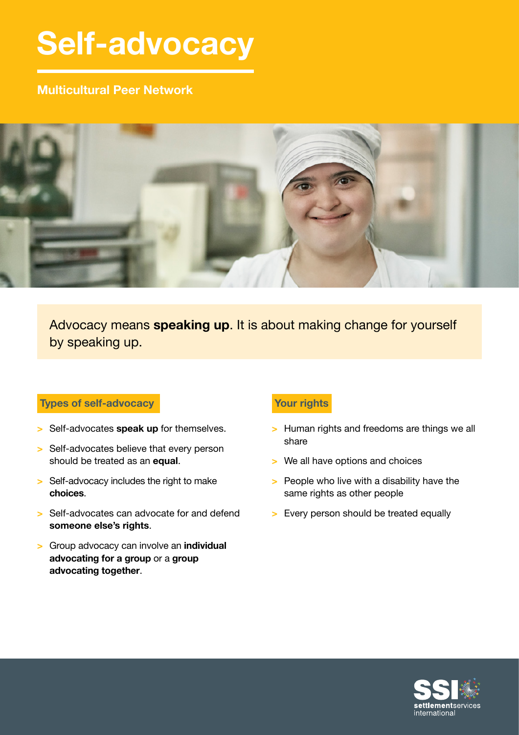# Self-advocacy

**Multicultural Peer Network**

Advocacy means **speaking up**. It is about making change for yourself by speaking up.

## Types of self-advocacy

- Self-advocates **speak up** for themselves.
- Self-advocates believe that every person should be treated as an **equal**.
- Self-advocacy includes the right to make **choices**.
- Self-advocates can advocate for and defend **someone else's rights**.
- Group advocacy can involve an **individual advocating for a group** or a **group advocating together**.

## Your rights

- Human rights and freedoms are things we all share
- We all have options and choices
- People who live with a disability have the same rights as other people
- Every person should be treated equally

SSI settlementservices international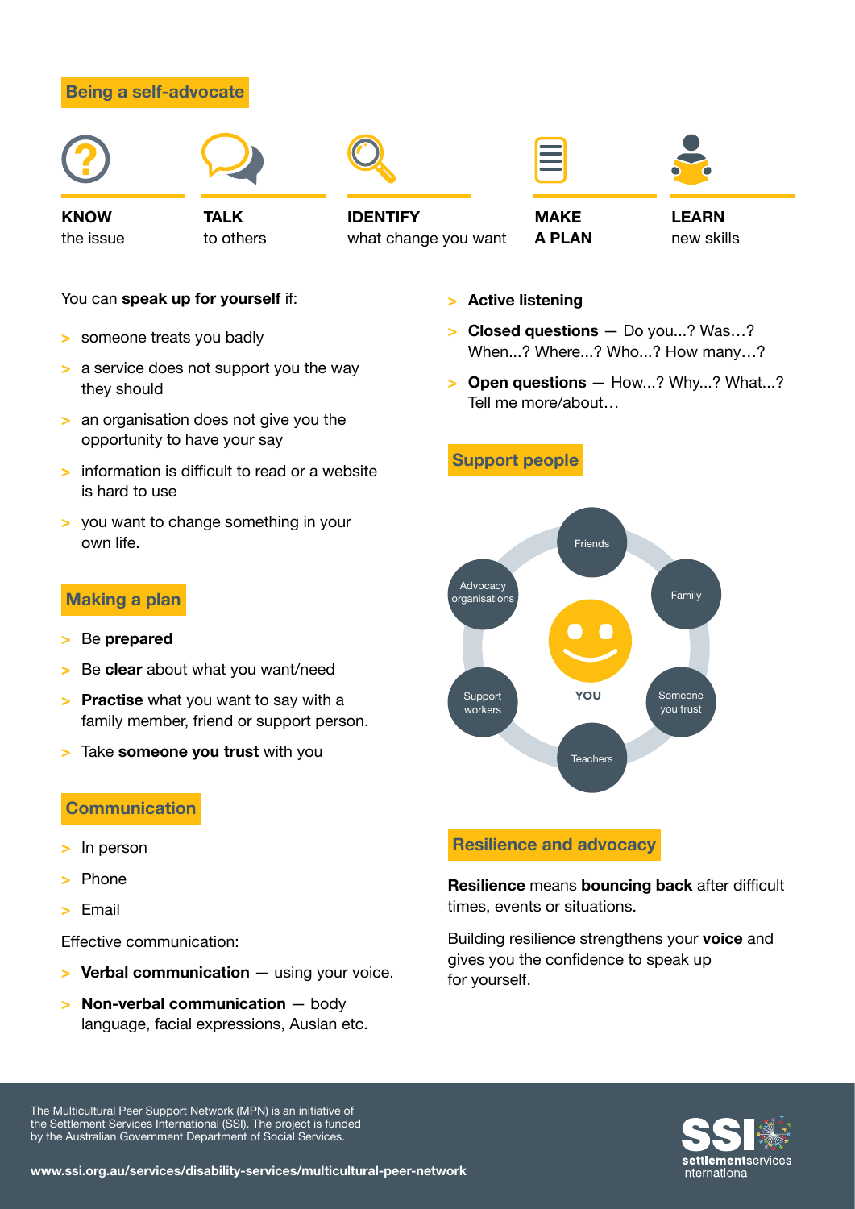## Being a self-advocate

**KNOW** the issue

**TALK** to others

**IDENTIFY** what change you want

**MAKE A PLAN**

**LEARN** new skills

You can **speak up for yourself** if:

- someone treats you badly
- a service does not support you the way they should
- an organisation does not give you the opportunity to have your say
- information is difficult to read or a website is hard to use
- you want to change something in your own life.

## Making a plan

- Be **prepared**
- Be **clear** about what you want/need
- **Practise** what you want to say with a family member, friend or support person.
- Take **someone you trust** with you

## Communication

- In person
- Phone
- Email

Effective communication:

- **Verbal communication** — using your voice.
- **Non-verbal communication** — body language, facial expressions, Auslan etc.
- **Active listening**
- **Closed questions** — Do you...? Was…? When...? Where...? Who...? How many…?
- **Open questions** — How...? Why...? What...? Tell me more/about…

## Support people

Friends

Family

Someone you trust

Teachers

Support workers

Advocacy organisations

YOU

## Resilience and advocacy

**Resilience** means **bouncing back** after difficult times, events or situations.

Building resilience strengthens your **voice** and gives you the confidence to speak up for yourself.

The Multicultural Peer Support Network (MPN) is an initiative of the Settlement Services International (SSI). The project is funded by the Australian Government Department of Social Services.

**www.ssi.org.au/services/disability-services/multicultural-peer-network**

SSI settlementservices international